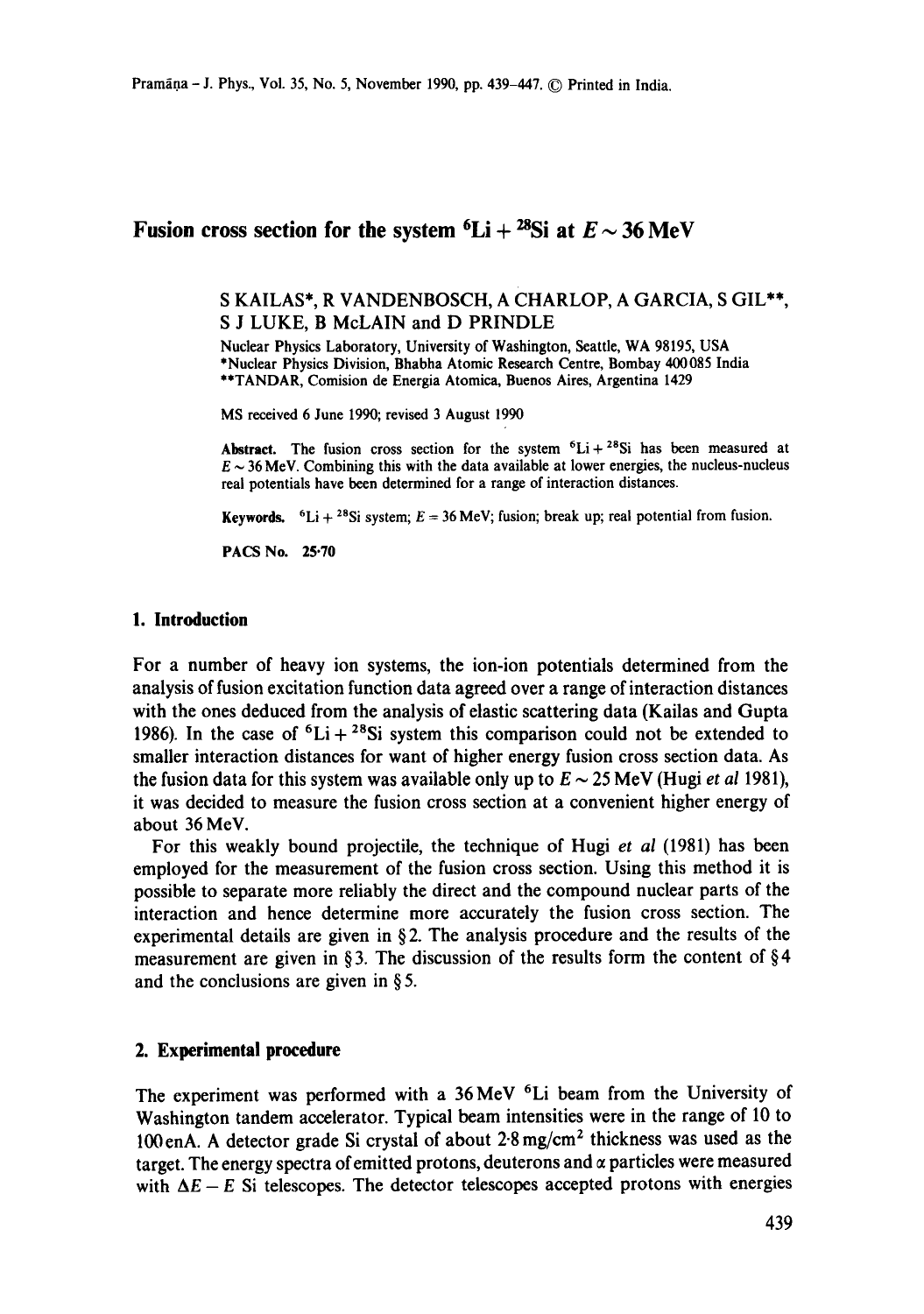# Fusion cross section for the system $^6Li + ^{28}Si$ at $E \sim 36$ MeV

S KAILAS*, R VANDENBOSCH, A CHARLOP, A GARCIA, S GIL**, S J LUKE, B McLAIN and D PRINDLE

Nuclear Physics Laboratory, University of Washington, Seattle, WA 98195, USA
*Nuclear Physics Division, Bhabha Atomic Research Centre, Bombay 400085 India
**TANDAR, Comision de Energia Atomica, Buenos Aires, Argentina 1429

MS received 6 June 1990; revised 3 August 1990

**Abstract.** The fusion cross section for the system $^6Li + ^{28}Si$ has been measured at $E \sim 36$ MeV. Combining this with the data available at lower energies, the nucleus-nucleus real potentials have been determined for a range of interaction distances.

**Keywords.** $^6Li + ^{28}Si$ system; $E = 36$ MeV; fusion; break up; real potential from fusion.

**PACS No. 25·70**

## 1. Introduction

For a number of heavy ion systems, the ion-ion potentials determined from the analysis of fusion excitation function data agreed over a range of interaction distances with the ones deduced from the analysis of elastic scattering data (Kailas and Gupta 1986). In the case of $^6Li + ^{28}Si$ system this comparison could not be extended to smaller interaction distances for want of higher energy fusion cross section data. As the fusion data for this system was available only up to $E \sim 25$ MeV (Hugi *et al* 1981), it was decided to measure the fusion cross section at a convenient higher energy of about 36 MeV.

For this weakly bound projectile, the technique of Hugi *et al* (1981) has been employed for the measurement of the fusion cross section. Using this method it is possible to separate more reliably the direct and the compound nuclear parts of the interaction and hence determine more accurately the fusion cross section. The experimental details are given in §2. The analysis procedure and the results of the measurement are given in §3. The discussion of the results form the content of §4 and the conclusions are given in §5.

## 2. Experimental procedure

The experiment was performed with a 36 MeV $^6Li$ beam from the University of Washington tandem accelerator. Typical beam intensities were in the range of 10 to 100 enA. A detector grade Si crystal of about 2·8 mg/cm² thickness was used as the target. The energy spectra of emitted protons, deuterons and α particles were measured with $\Delta E - E$ Si telescopes. The detector telescopes accepted protons with energies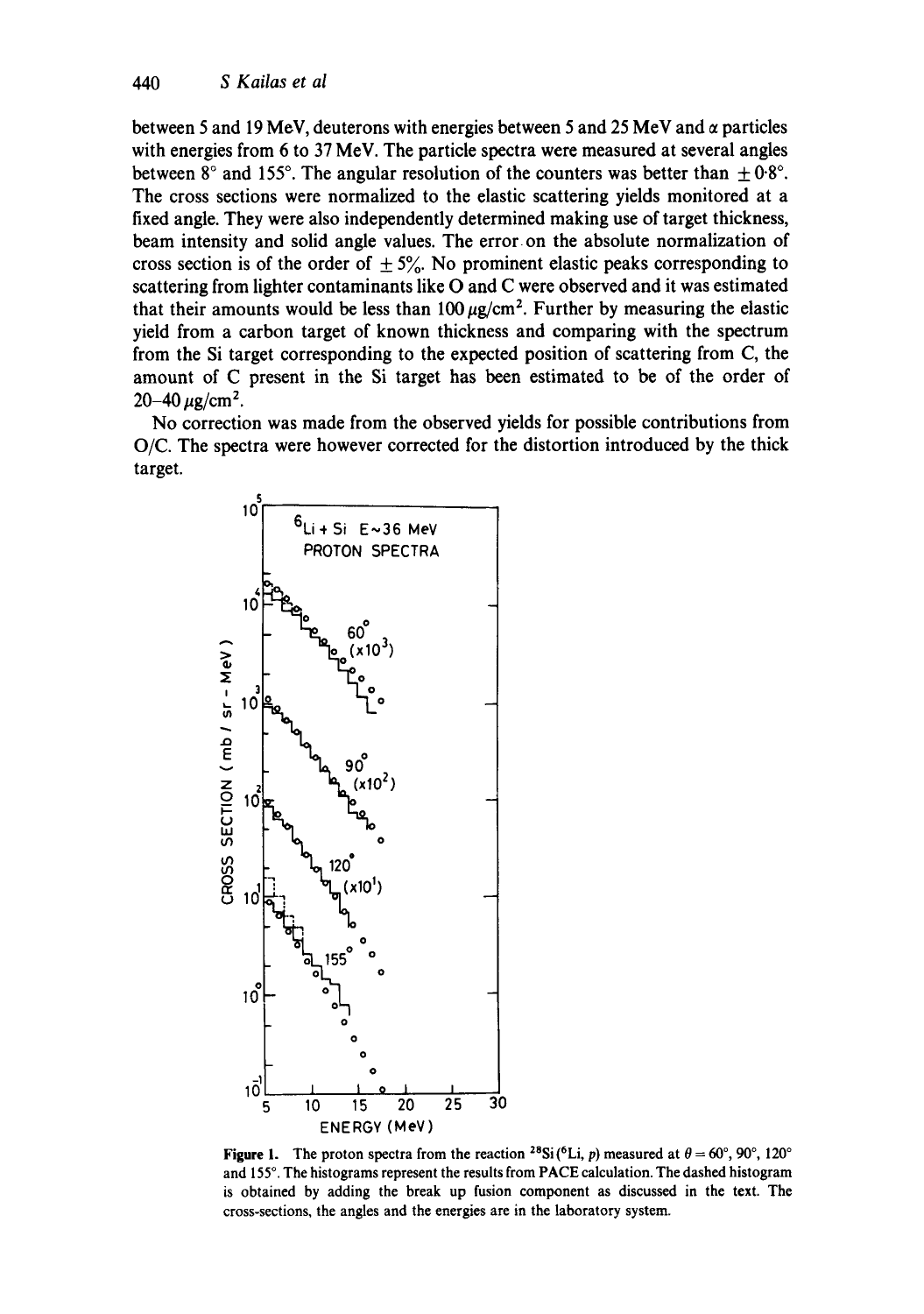between 5 and 19 MeV, deuterons with energies between 5 and 25 MeV and $\alpha$ particles with energies from 6 to 37 MeV. The particle spectra were measured at several angles between 8° and 155°. The angular resolution of the counters was better than $\pm 0{\cdot}8°$. The cross sections were normalized to the elastic scattering yields monitored at a fixed angle. They were also independently determined making use of target thickness, beam intensity and solid angle values. The error on the absolute normalization of cross section is of the order of $\pm 5\%$. No prominent elastic peaks corresponding to scattering from lighter contaminants like O and C were observed and it was estimated that their amounts would be less than 100 $\mu$g/cm$^2$. Further by measuring the elastic yield from a carbon target of known thickness and comparing with the spectrum from the Si target corresponding to the expected position of scattering from C, the amount of C present in the Si target has been estimated to be of the order of 20–40 $\mu$g/cm$^2$.

No correction was made from the observed yields for possible contributions from O/C. The spectra were however corrected for the distortion introduced by the thick target.

**Figure 1.** The proton spectra from the reaction $^{28}$Si($^6$Li, $p$) measured at $\theta = 60°$, 90°, 120° and 155°. The histograms represent the results from PACE calculation. The dashed histogram is obtained by adding the break up fusion component as discussed in the text. The cross-sections, the angles and the energies are in the laboratory system.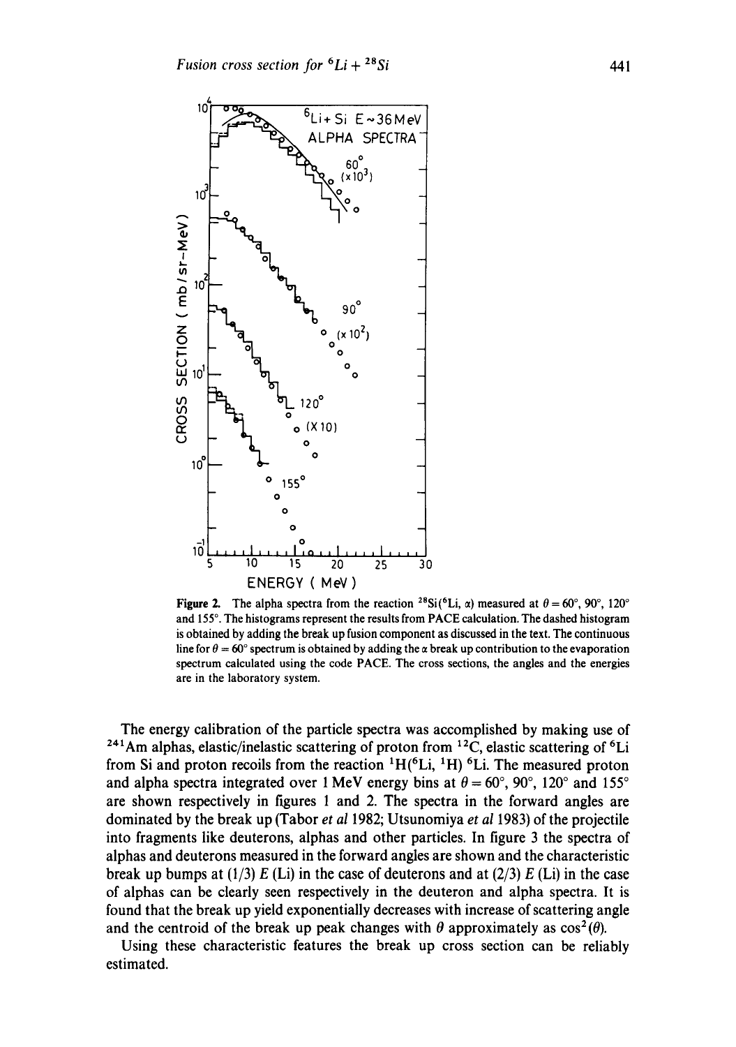Figure 2. The alpha spectra from the reaction $^{28}Si(^6Li, \alpha)$ measured at $\theta = 60°$, 90°, 120° and 155°. The histograms represent the results from PACE calculation. The dashed histogram is obtained by adding the break up fusion component as discussed in the text. The continuous line for $\theta = 60°$ spectrum is obtained by adding the $\alpha$ break up contribution to the evaporation spectrum calculated using the code PACE. The cross sections, the angles and the energies are in the laboratory system.

The energy calibration of the particle spectra was accomplished by making use of $^{241}Am$ alphas, elastic/inelastic scattering of proton from $^{12}C$, elastic scattering of $^6Li$ from Si and proton recoils from the reaction $^1H(^6Li, ^1H)$ $^6Li$. The measured proton and alpha spectra integrated over 1 MeV energy bins at $\theta = 60°$, 90°, 120° and 155° are shown respectively in figures 1 and 2. The spectra in the forward angles are dominated by the break up (Tabor *et al* 1982; Utsunomiya *et al* 1983) of the projectile into fragments like deuterons, alphas and other particles. In figure 3 the spectra of alphas and deuterons measured in the forward angles are shown and the characteristic break up bumps at (1/3) $E$ (Li) in the case of deuterons and at (2/3) $E$ (Li) in the case of alphas can be clearly seen respectively in the deuteron and alpha spectra. It is found that the break up yield exponentially decreases with increase of scattering angle and the centroid of the break up peak changes with $\theta$ approximately as $\cos^2(\theta)$.

Using these characteristic features the break up cross section can be reliably estimated.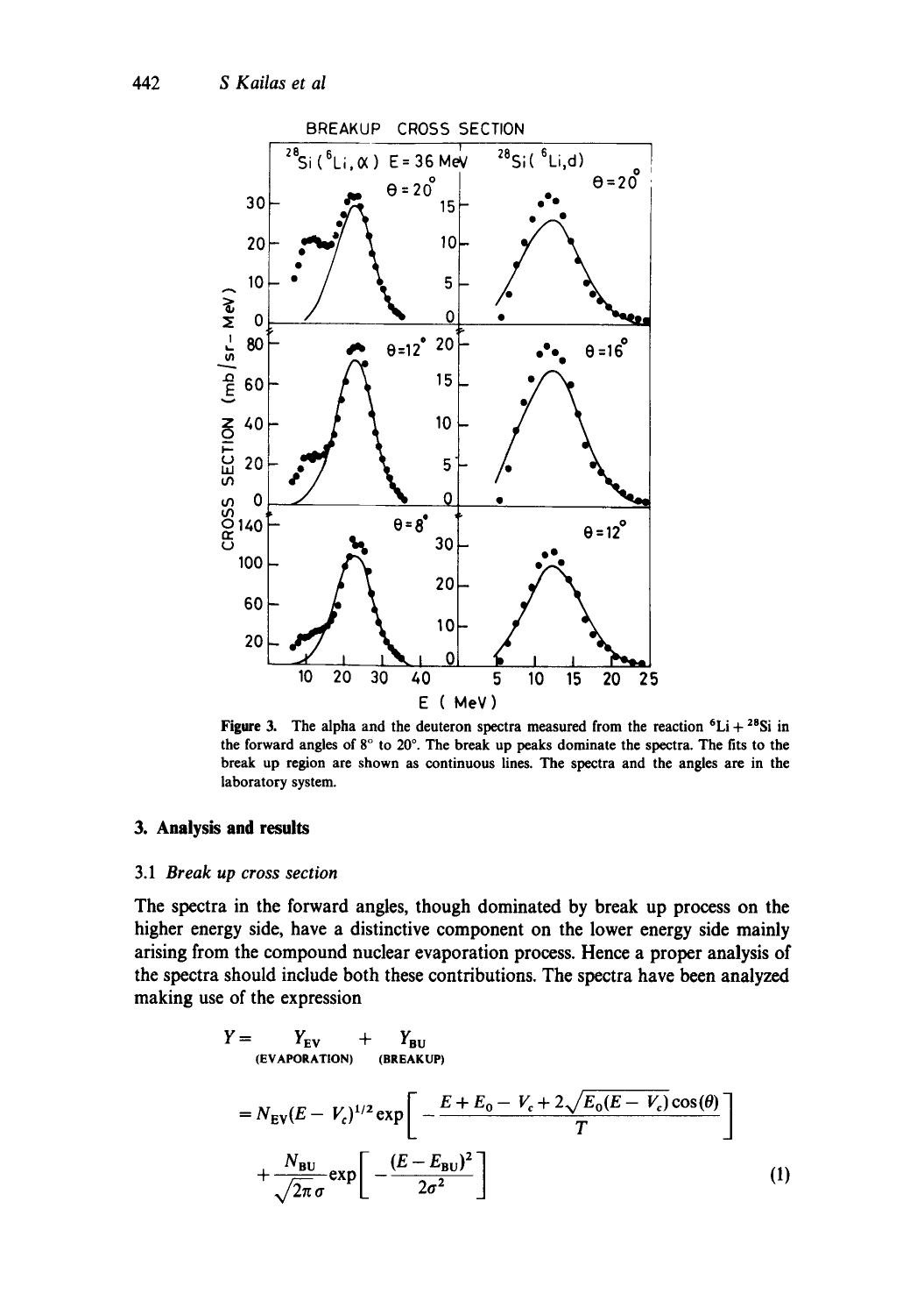Figure 3. The alpha and the deuteron spectra measured from the reaction $^6Li + ^{28}Si$ in the forward angles of 8° to 20°. The break up peaks dominate the spectra. The fits to the break up region are shown as continuous lines. The spectra and the angles are in the laboratory system.

## 3. Analysis and results

### 3.1 *Break up cross section*

The spectra in the forward angles, though dominated by break up process on the higher energy side, have a distinctive component on the lower energy side mainly arising from the compound nuclear evaporation process. Hence a proper analysis of the spectra should include both these contributions. The spectra have been analyzed making use of the expression

$$
\begin{aligned}
Y &= \underset{\text{(EVAPORATION)}}{Y_{EV}} + \underset{\text{(BREAKUP)}}{Y_{BU}} \\
&= N_{EV}(E - V_c)^{1/2} \exp\left[ -\frac{E + E_0 - V_c + 2\sqrt{E_0(E - V_c)}\cos(\theta)}{T} \right] \\
&\quad + \frac{N_{BU}}{\sqrt{2\pi}\,\sigma} \exp\left[ -\frac{(E - E_{BU})^2}{2\sigma^2} \right] \qquad (1)
\end{aligned}
$$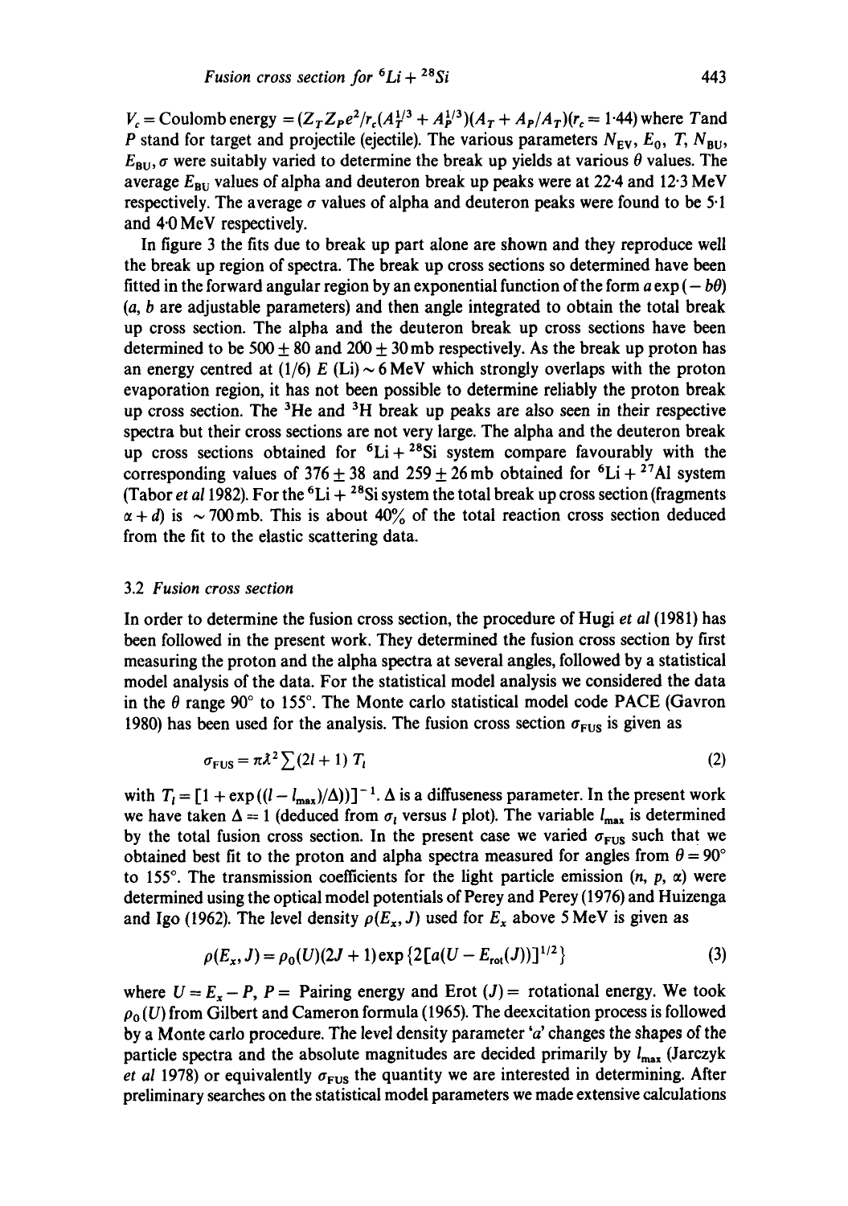$V_c$ = Coulomb energy = $(Z_T Z_P e^2/r_c(A_T^{1/3} + A_P^{1/3})(A_T + A_P/A_T)(r_c = 1{\cdot}44)$ where $T$ and $P$ stand for target and projectile (ejectile). The various parameters $N_{EV}$, $E_0$, $T$, $N_{BU}$, $E_{BU}$, $\sigma$ were suitably varied to determine the break up yields at various $\theta$ values. The average $E_{BU}$ values of alpha and deuteron break up peaks were at 22·4 and 12·3 MeV respectively. The average $\sigma$ values of alpha and deuteron peaks were found to be 5·1 and 4·0 MeV respectively.

In figure 3 the fits due to break up part alone are shown and they reproduce well the break up region of spectra. The break up cross sections so determined have been fitted in the forward angular region by an exponential function of the form $a\exp(-b\theta)$ ($a$, $b$ are adjustable parameters) and then angle integrated to obtain the total break up cross section. The alpha and the deuteron break up cross sections have been determined to be $500 \pm 80$ and $200 \pm 30$ mb respectively. As the break up proton has an energy centred at $(1/6)\,E\,(\text{Li}) \sim 6$ MeV which strongly overlaps with the proton evaporation region, it has not been possible to determine reliably the proton break up cross section. The $^3$He and $^3$H break up peaks are also seen in their respective spectra but their cross sections are not very large. The alpha and the deuteron break up cross sections obtained for $^6$Li + $^{28}$Si system compare favourably with the corresponding values of $376 \pm 38$ and $259 \pm 26$ mb obtained for $^6$Li + $^{27}$Al system (Tabor *et al* 1982). For the $^6$Li + $^{28}$Si system the total break up cross section (fragments $\alpha + d$) is $\sim 700$ mb. This is about 40% of the total reaction cross section deduced from the fit to the elastic scattering data.

### 3.2 Fusion cross section

In order to determine the fusion cross section, the procedure of Hugi *et al* (1981) has been followed in the present work. They determined the fusion cross section by first measuring the proton and the alpha spectra at several angles, followed by a statistical model analysis of the data. For the statistical model analysis we considered the data in the $\theta$ range 90° to 155°. The Monte carlo statistical model code PACE (Gavron 1980) has been used for the analysis. The fusion cross section $\sigma_{FUS}$ is given as

$$\sigma_{FUS} = \pi \lambda^2 \sum (2l + 1)\, T_l \tag{2}$$

with $T_l = [1 + \exp((l - l_{max})/\Delta))]^{-1}$. $\Delta$ is a diffuseness parameter. In the present work we have taken $\Delta = 1$ (deduced from $\sigma_l$ versus $l$ plot). The variable $l_{max}$ is determined by the total fusion cross section. In the present case we varied $\sigma_{FUS}$ such that we obtained best fit to the proton and alpha spectra measured for angles from $\theta = 90°$ to 155°. The transmission coefficients for the light particle emission ($n$, $p$, $\alpha$) were determined using the optical model potentials of Perey and Perey (1976) and Huizenga and Igo (1962). The level density $\rho(E_x, J)$ used for $E_x$ above 5 MeV is given as

$$\rho(E_x, J) = \rho_0(U)(2J + 1)\exp\{2[a(U - E_{rot}(J))]^{1/2}\} \tag{3}$$

where $U = E_x - P$, $P$ = Pairing energy and Erot $(J)$ = rotational energy. We took $\rho_0(U)$ from Gilbert and Cameron formula (1965). The deexcitation process is followed by a Monte carlo procedure. The level density parameter '$a$' changes the shapes of the particle spectra and the absolute magnitudes are decided primarily by $l_{max}$ (Jarczyk *et al* 1978) or equivalently $\sigma_{FUS}$ the quantity we are interested in determining. After preliminary searches on the statistical model parameters we made extensive calculations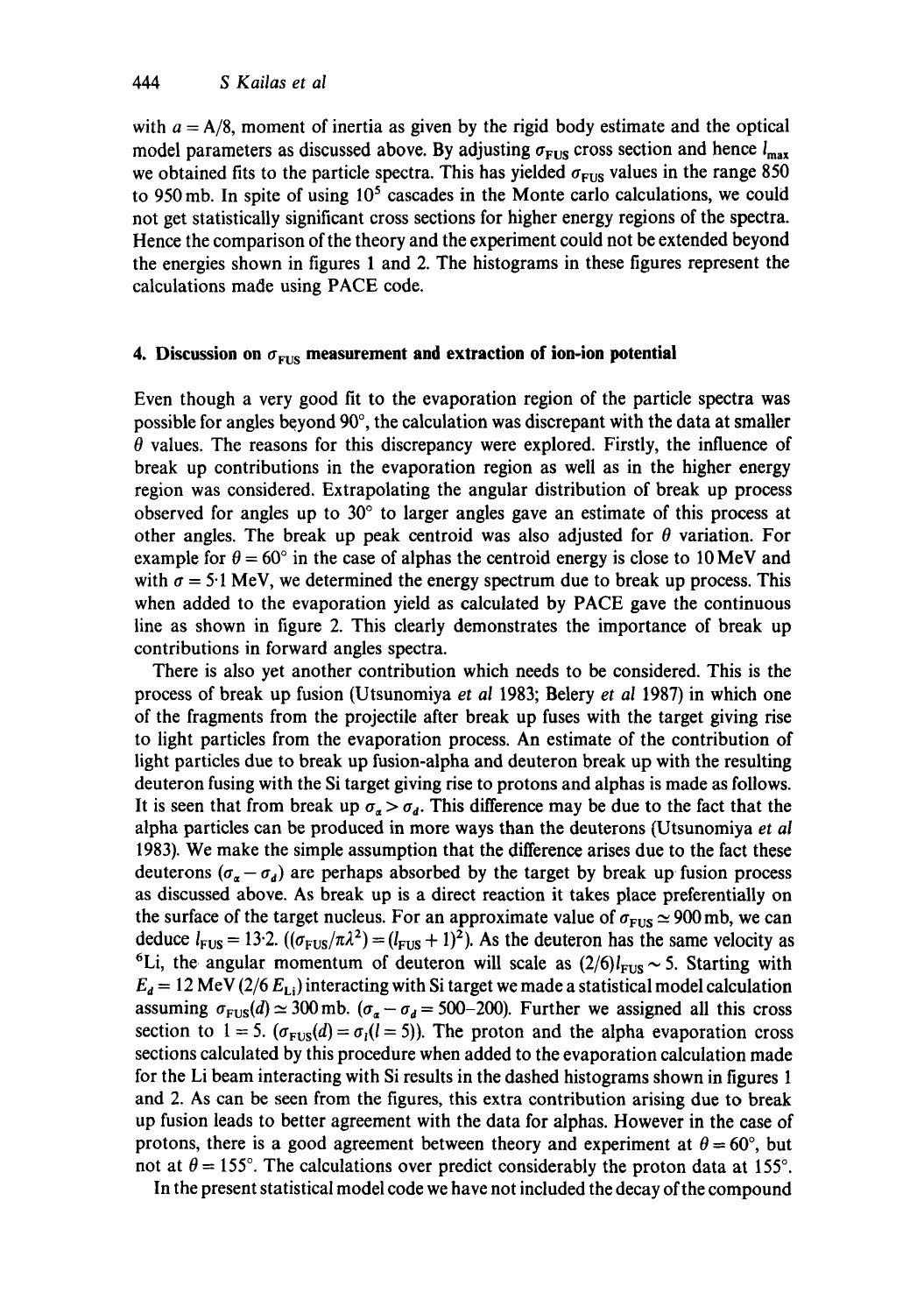with $a = A/8$, moment of inertia as given by the rigid body estimate and the optical model parameters as discussed above. By adjusting $\sigma_{FUS}$ cross section and hence $l_{max}$ we obtained fits to the particle spectra. This has yielded $\sigma_{FUS}$ values in the range 850 to 950 mb. In spite of using $10^5$ cascades in the Monte carlo calculations, we could not get statistically significant cross sections for higher energy regions of the spectra. Hence the comparison of the theory and the experiment could not be extended beyond the energies shown in figures 1 and 2. The histograms in these figures represent the calculations made using PACE code.

## 4. Discussion on $\sigma_{FUS}$ measurement and extraction of ion-ion potential

Even though a very good fit to the evaporation region of the particle spectra was possible for angles beyond 90°, the calculation was discrepant with the data at smaller $\theta$ values. The reasons for this discrepancy were explored. Firstly, the influence of break up contributions in the evaporation region as well as in the higher energy region was considered. Extrapolating the angular distribution of break up process observed for angles up to 30° to larger angles gave an estimate of this process at other angles. The break up peak centroid was also adjusted for $\theta$ variation. For example for $\theta = 60°$ in the case of alphas the centroid energy is close to 10 MeV and with $\sigma = 5{\cdot}1$ MeV, we determined the energy spectrum due to break up process. This when added to the evaporation yield as calculated by PACE gave the continuous line as shown in figure 2. This clearly demonstrates the importance of break up contributions in forward angles spectra.

There is also yet another contribution which needs to be considered. This is the process of break up fusion (Utsunomiya *et al* 1983; Belery *et al* 1987) in which one of the fragments from the projectile after break up fuses with the target giving rise to light particles from the evaporation process. An estimate of the contribution of light particles due to break up fusion-alpha and deuteron break up with the resulting deuteron fusing with the Si target giving rise to protons and alphas is made as follows. It is seen that from break up $\sigma_\alpha > \sigma_d$. This difference may be due to the fact that the alpha particles can be produced in more ways than the deuterons (Utsunomiya *et al* 1983). We make the simple assumption that the difference arises due to the fact these deuterons $(\sigma_\alpha - \sigma_d)$ are perhaps absorbed by the target by break up fusion process as discussed above. As break up is a direct reaction it takes place preferentially on the surface of the target nucleus. For an approximate value of $\sigma_{FUS} \simeq 900$ mb, we can deduce $l_{FUS} = 13{\cdot}2$. $((\sigma_{FUS}/\pi\lambda^2) = (l_{FUS} + 1)^2)$. As the deuteron has the same velocity as $^6$Li, the angular momentum of deuteron will scale as $(2/6) l_{FUS} \sim 5$. Starting with $E_d = 12$ MeV $(2/6\, E_{Li})$ interacting with Si target we made a statistical model calculation assuming $\sigma_{FUS}(d) \simeq 300$ mb. $(\sigma_\alpha - \sigma_d = 500\text{–}200)$. Further we assigned all this cross section to $l = 5$. $(\sigma_{FUS}(d) = \sigma_l(l = 5))$. The proton and the alpha evaporation cross sections calculated by this procedure when added to the evaporation calculation made for the Li beam interacting with Si results in the dashed histograms shown in figures 1 and 2. As can be seen from the figures, this extra contribution arising due to break up fusion leads to better agreement with the data for alphas. However in the case of protons, there is a good agreement between theory and experiment at $\theta = 60°$, but not at $\theta = 155°$. The calculations over predict considerably the proton data at 155°.

In the present statistical model code we have not included the decay of the compound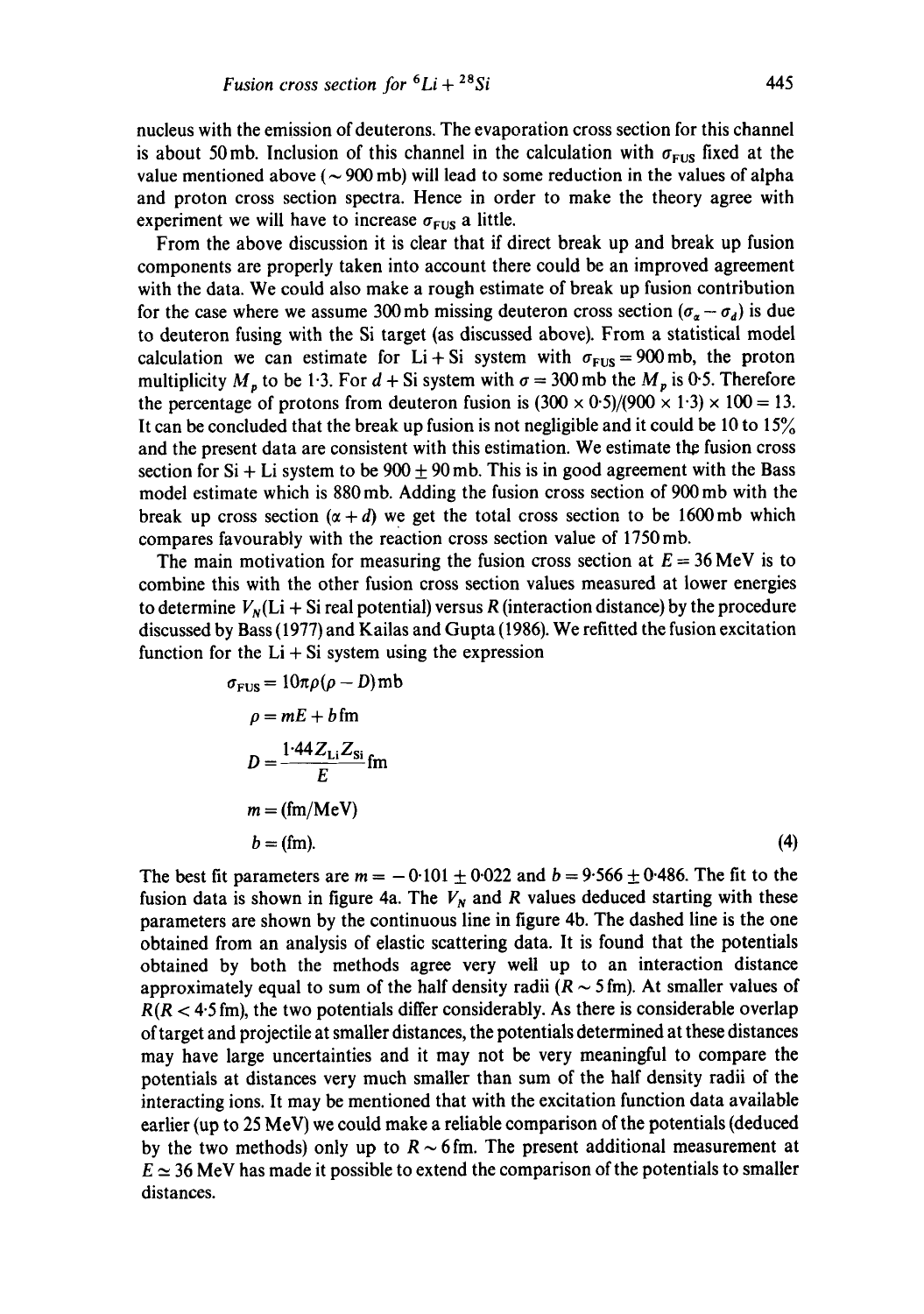nucleus with the emission of deuterons. The evaporation cross section for this channel is about 50 mb. Inclusion of this channel in the calculation with $\sigma_{FUS}$ fixed at the value mentioned above ($\sim 900$ mb) will lead to some reduction in the values of alpha and proton cross section spectra. Hence in order to make the theory agree with experiment we will have to increase $\sigma_{FUS}$ a little.

From the above discussion it is clear that if direct break up and break up fusion components are properly taken into account there could be an improved agreement with the data. We could also make a rough estimate of break up fusion contribution for the case where we assume 300 mb missing deuteron cross section ($\sigma_\alpha - \sigma_d$) is due to deuteron fusing with the Si target (as discussed above). From a statistical model calculation we can estimate for Li + Si system with $\sigma_{FUS} = 900$ mb, the proton multiplicity $M_p$ to be 1·3. For $d$ + Si system with $\sigma = 300$ mb the $M_p$ is 0·5. Therefore the percentage of protons from deuteron fusion is $(300 \times 0{\cdot}5)/(900 \times 1{\cdot}3) \times 100 = 13$. It can be concluded that the break up fusion is not negligible and it could be 10 to 15% and the present data are consistent with this estimation. We estimate the fusion cross section for Si + Li system to be $900 \pm 90$ mb. This is in good agreement with the Bass model estimate which is 880 mb. Adding the fusion cross section of 900 mb with the break up cross section ($\alpha + d$) we get the total cross section to be 1600 mb which compares favourably with the reaction cross section value of 1750 mb.

The main motivation for measuring the fusion cross section at $E = 36$ MeV is to combine this with the other fusion cross section values measured at lower energies to determine $V_N$(Li + Si real potential) versus $R$ (interaction distance) by the procedure discussed by Bass (1977) and Kailas and Gupta (1986). We refitted the fusion excitation function for the Li + Si system using the expression

$$
\begin{aligned}
\sigma_{FUS} &= 10\pi\rho(\rho - D)\,\text{mb} \\
\rho &= mE + b\,\text{fm} \\
D &= \frac{1{\cdot}44 Z_{Li} Z_{Si}}{E}\,\text{fm} \\
m &= (\text{fm/MeV}) \\
b &= (\text{fm}).
\end{aligned}
\tag{4}
$$

The best fit parameters are $m = -0{\cdot}101 \pm 0{\cdot}022$ and $b = 9{\cdot}566 \pm 0{\cdot}486$. The fit to the fusion data is shown in figure 4a. The $V_N$ and $R$ values deduced starting with these parameters are shown by the continuous line in figure 4b. The dashed line is the one obtained from an analysis of elastic scattering data. It is found that the potentials obtained by both the methods agree very well up to an interaction distance approximately equal to sum of the half density radii ($R \sim 5$ fm). At smaller values of $R$ ($R < 4{\cdot}5$ fm), the two potentials differ considerably. As there is considerable overlap of target and projectile at smaller distances, the potentials determined at these distances may have large uncertainties and it may not be very meaningful to compare the potentials at distances very much smaller than sum of the half density radii of the interacting ions. It may be mentioned that with the excitation function data available earlier (up to 25 MeV) we could make a reliable comparison of the potentials (deduced by the two methods) only up to $R \sim 6$ fm. The present additional measurement at $E \simeq 36$ MeV has made it possible to extend the comparison of the potentials to smaller distances.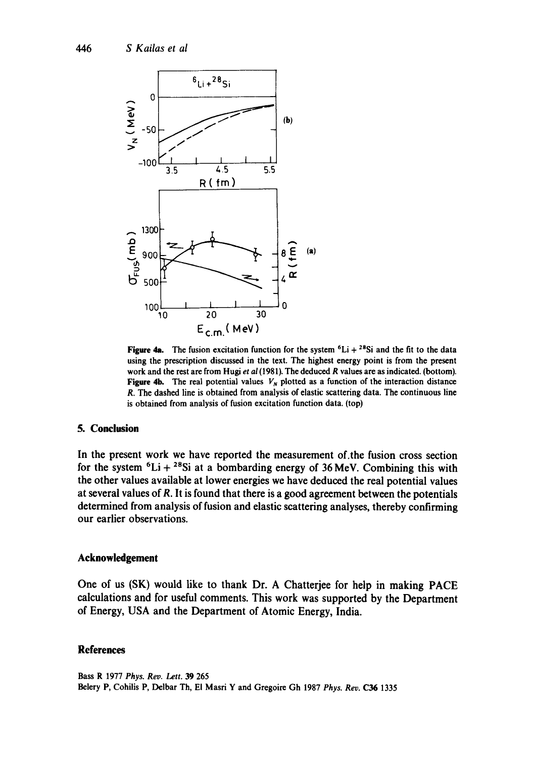Figure 4a. The fusion excitation function for the system $^{6}Li + ^{28}Si$ and the fit to the data using the prescription discussed in the text. The highest energy point is from the present work and the rest are from Hugi *et al* (1981). The deduced $R$ values are as indicated. (bottom).

Figure 4b. The real potential values $V_N$ plotted as a function of the interaction distance $R$. The dashed line is obtained from analysis of elastic scattering data. The continuous line is obtained from analysis of fusion excitation function data. (top)

## 5. Conclusion

In the present work we have reported the measurement of the fusion cross section for the system $^{6}Li + ^{28}Si$ at a bombarding energy of 36 MeV. Combining this with the other values available at lower energies we have deduced the real potential values at several values of $R$. It is found that there is a good agreement between the potentials determined from analysis of fusion and elastic scattering analyses, thereby confirming our earlier observations.

## Acknowledgement

One of us (SK) would like to thank Dr. A Chatterjee for help in making PACE calculations and for useful comments. This work was supported by the Department of Energy, USA and the Department of Atomic Energy, India.

## References

Bass R 1977 *Phys. Rev. Lett.* **39** 265

Belery P, Cohilis P, Delbar Th, El Masri Y and Gregoire Gh 1987 *Phys. Rev.* **C36** 1335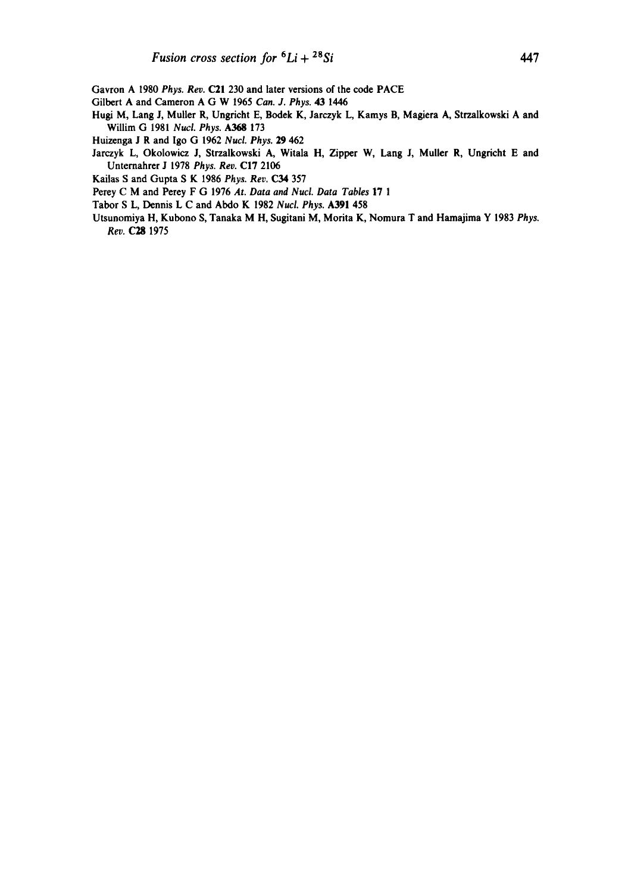Gavron A 1980 *Phys. Rev.* **C21** 230 and later versions of the code PACE

Gilbert A and Cameron A G W 1965 *Can. J. Phys.* **43** 1446

Hugi M, Lang J, Muller R, Ungricht E, Bodek K, Jarczyk L, Kamys B, Magiera A, Strzalkowski A and Willim G 1981 *Nucl. Phys.* **A368** 173

Huizenga J R and Igo G 1962 *Nucl. Phys.* **29** 462

Jarczyk L, Okolowicz J, Strzalkowski A, Witala H, Zipper W, Lang J, Muller R, Ungricht E and Unternahrer J 1978 *Phys. Rev.* **C17** 2106

Kailas S and Gupta S K 1986 *Phys. Rev.* **C34** 357

Perey C M and Perey F G 1976 *At. Data and Nucl. Data Tables* **17** 1

Tabor S L, Dennis L C and Abdo K 1982 *Nucl. Phys.* **A391** 458

Utsunomiya H, Kubono S, Tanaka M H, Sugitani M, Morita K, Nomura T and Hamajima Y 1983 *Phys. Rev.* **C28** 1975